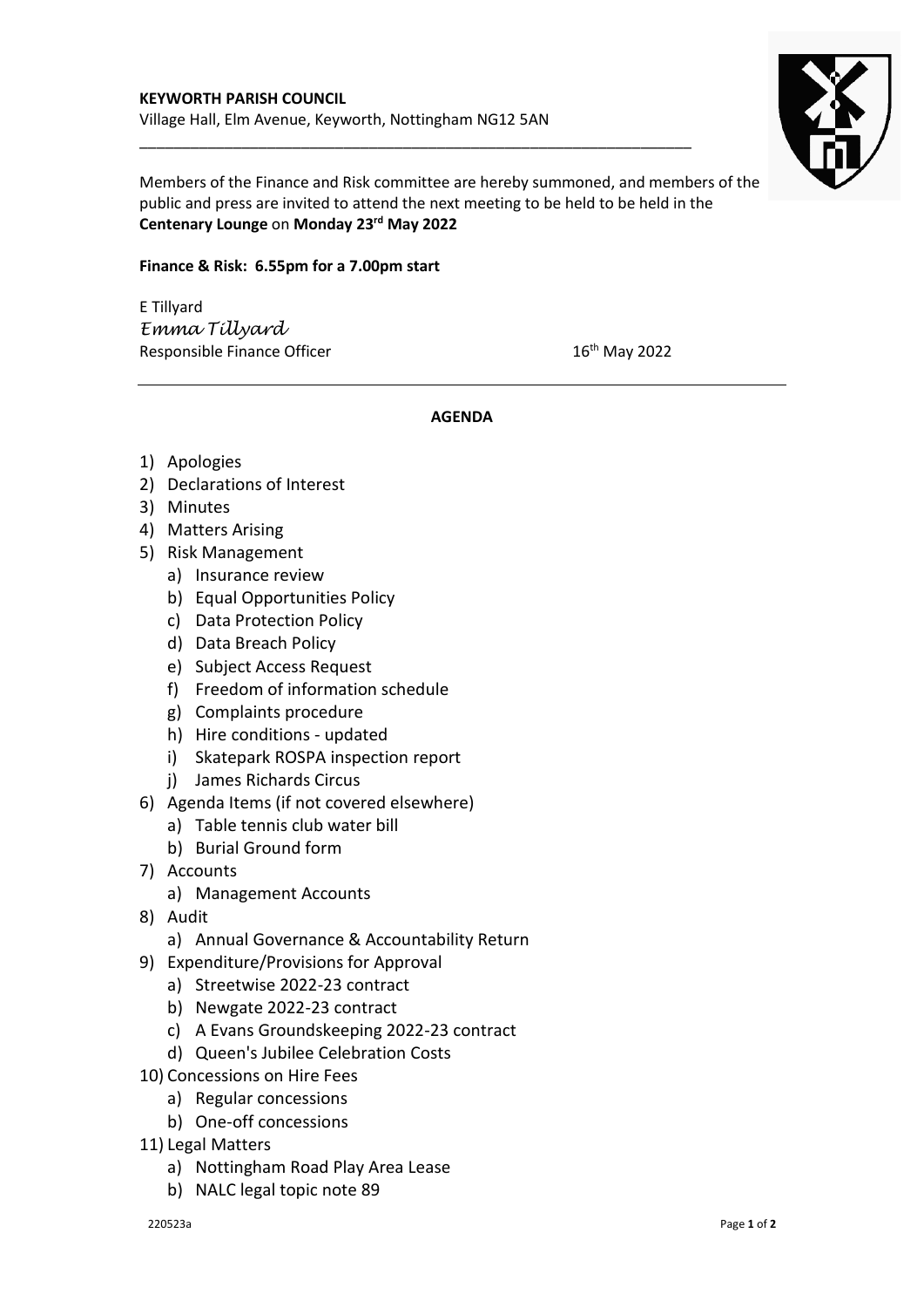**KEYWORTH PARISH COUNCIL**
Village Hall, Elm Avenue, Keyworth, Nottingham NG12 5AN

---

Members of the Finance and Risk committee are hereby summoned, and members of the public and press are invited to attend the next meeting to be held to be held in the **Centenary Lounge** on **Monday 23rd May 2022**

**Finance & Risk: 6.55pm for a 7.00pm start**

E Tillyard
*Emma Tillyard*
Responsible Finance Officer 16th May 2022

---

**AGENDA**

1) Apologies
2) Declarations of Interest
3) Minutes
4) Matters Arising
5) Risk Management
   a) Insurance review
   b) Equal Opportunities Policy
   c) Data Protection Policy
   d) Data Breach Policy
   e) Subject Access Request
   f) Freedom of information schedule
   g) Complaints procedure
   h) Hire conditions - updated
   i) Skatepark ROSPA inspection report
   j) James Richards Circus
6) Agenda Items (if not covered elsewhere)
   a) Table tennis club water bill
   b) Burial Ground form
7) Accounts
   a) Management Accounts
8) Audit
   a) Annual Governance & Accountability Return
9) Expenditure/Provisions for Approval
   a) Streetwise 2022-23 contract
   b) Newgate 2022-23 contract
   c) A Evans Groundskeeping 2022-23 contract
   d) Queen's Jubilee Celebration Costs
10) Concessions on Hire Fees
    a) Regular concessions
    b) One-off concessions
11) Legal Matters
    a) Nottingham Road Play Area Lease
    b) NALC legal topic note 89

220523a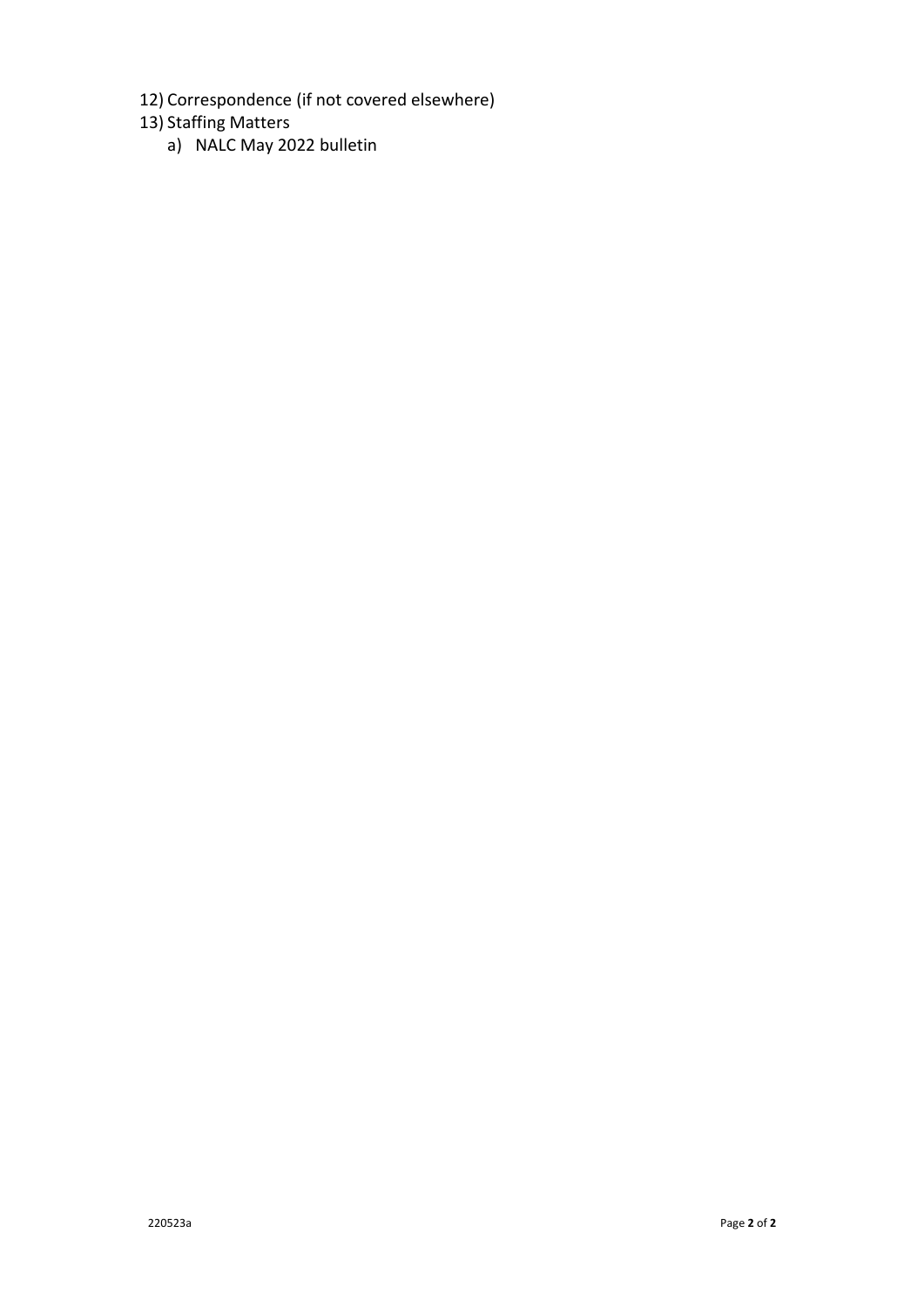12) Correspondence (if not covered elsewhere)

13) Staffing Matters

    a) NALC May 2022 bulletin